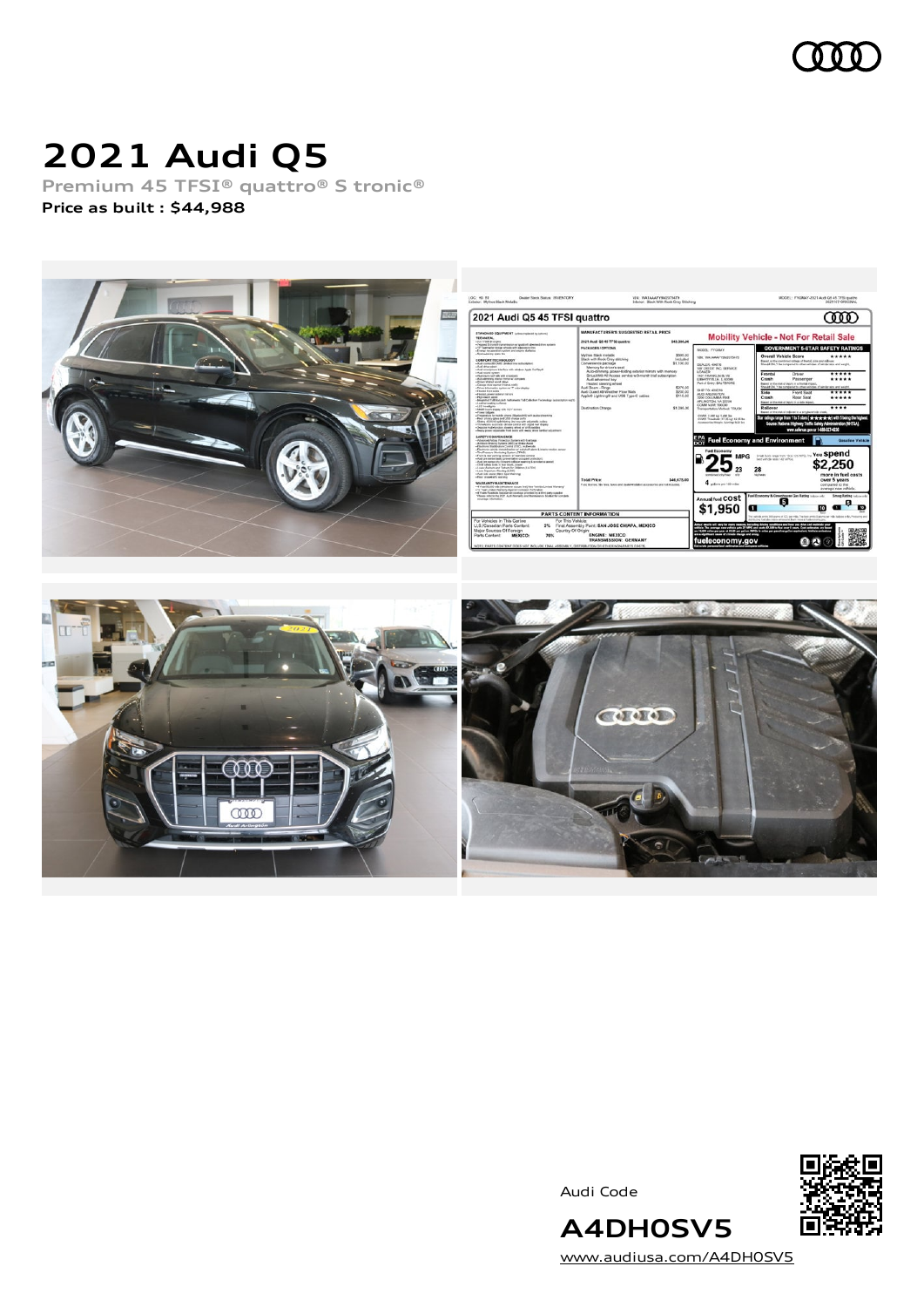# 2021 Audi Q5

**Premium 45 TFSI® quattro® S tronic®**

**Price as built : $44,988**

Audi Code

**A4DH0SV5**

www.audiusa.com/A4DH0SV5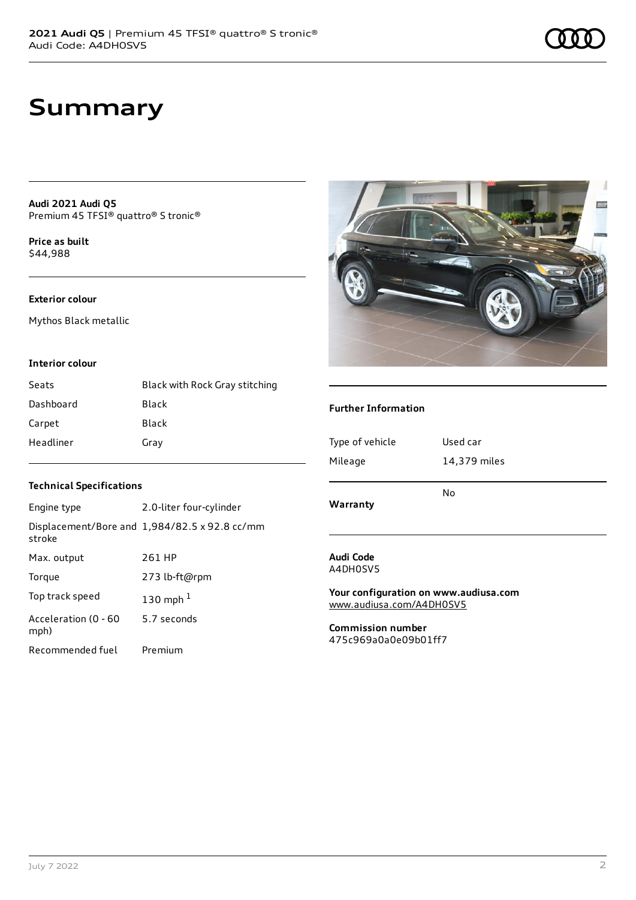# Summary

**Audi 2021 Audi Q5**
Premium 45 TFSI® quattro® S tronic®

**Price as built**
$44,988

**Exterior colour**

Mythos Black metallic

**Interior colour**

| | |
|---|---|
| Seats | Black with Rock Gray stitching |
| Dashboard | Black |
| Carpet | Black |
| Headliner | Gray |

**Technical Specifications**

| | |
|---|---|
| Engine type | 2.0-liter four-cylinder |
| Displacement/Bore and stroke | 1,984/82.5 x 92.8 cc/mm |
| Max. output | 261 HP |
| Torque | 273 lb-ft@rpm |
| Top track speed | 130 mph [1] |
| Acceleration (0 - 60 mph) | 5.7 seconds |
| Recommended fuel | Premium |

**Further Information**

| | |
|---|---|
| Type of vehicle | Used car |
| Mileage | 14,379 miles |
| **Warranty** | No |

**Audi Code**
A4DH0SV5

**Your configuration on www.audiusa.com**
www.audiusa.com/A4DH0SV5

**Commission number**
475c969a0a0e09b01ff7

July 7 2022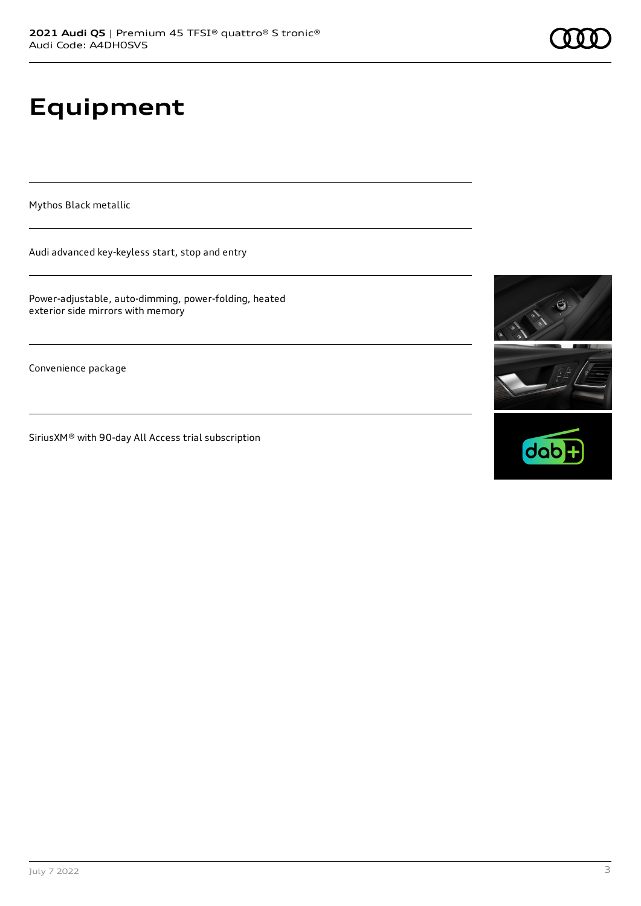# Equipment

Mythos Black metallic

Audi advanced key-keyless start, stop and entry

Power-adjustable, auto-dimming, power-folding, heated exterior side mirrors with memory

Convenience package

SiriusXM® with 90-day All Access trial subscription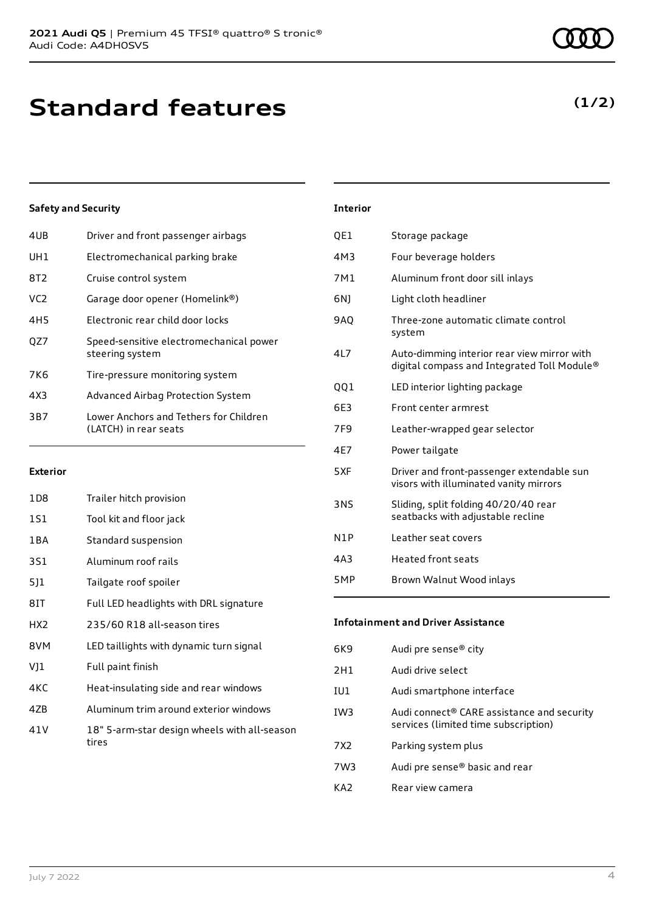# Standard features

**(1/2)**

### Safety and Security

| | |
|---|---|
| 4UB | Driver and front passenger airbags |
| UH1 | Electromechanical parking brake |
| 8T2 | Cruise control system |
| VC2 | Garage door opener (Homelink®) |
| 4H5 | Electronic rear child door locks |
| QZ7 | Speed-sensitive electromechanical power steering system |
| 7K6 | Tire-pressure monitoring system |
| 4X3 | Advanced Airbag Protection System |
| 3B7 | Lower Anchors and Tethers for Children (LATCH) in rear seats |

### Exterior

| | |
|---|---|
| 1D8 | Trailer hitch provision |
| 1S1 | Tool kit and floor jack |
| 1BA | Standard suspension |
| 3S1 | Aluminum roof rails |
| 5J1 | Tailgate roof spoiler |
| 8IT | Full LED headlights with DRL signature |
| HX2 | 235/60 R18 all-season tires |
| 8VM | LED taillights with dynamic turn signal |
| VJ1 | Full paint finish |
| 4KC | Heat-insulating side and rear windows |
| 4ZB | Aluminum trim around exterior windows |
| 41V | 18" 5-arm-star design wheels with all-season tires |

### Interior

| | |
|---|---|
| QE1 | Storage package |
| 4M3 | Four beverage holders |
| 7M1 | Aluminum front door sill inlays |
| 6NJ | Light cloth headliner |
| 9AQ | Three-zone automatic climate control system |
| 4L7 | Auto-dimming interior rear view mirror with digital compass and Integrated Toll Module® |
| QQ1 | LED interior lighting package |
| 6E3 | Front center armrest |
| 7F9 | Leather-wrapped gear selector |
| 4E7 | Power tailgate |
| 5XF | Driver and front-passenger extendable sun visors with illuminated vanity mirrors |
| 3NS | Sliding, split folding 40/20/40 rear seatbacks with adjustable recline |
| N1P | Leather seat covers |
| 4A3 | Heated front seats |
| 5MP | Brown Walnut Wood inlays |

### Infotainment and Driver Assistance

| | |
|---|---|
| 6K9 | Audi pre sense® city |
| 2H1 | Audi drive select |
| IU1 | Audi smartphone interface |
| IW3 | Audi connect® CARE assistance and security services (limited time subscription) |
| 7X2 | Parking system plus |
| 7W3 | Audi pre sense® basic and rear |
| KA2 | Rear view camera |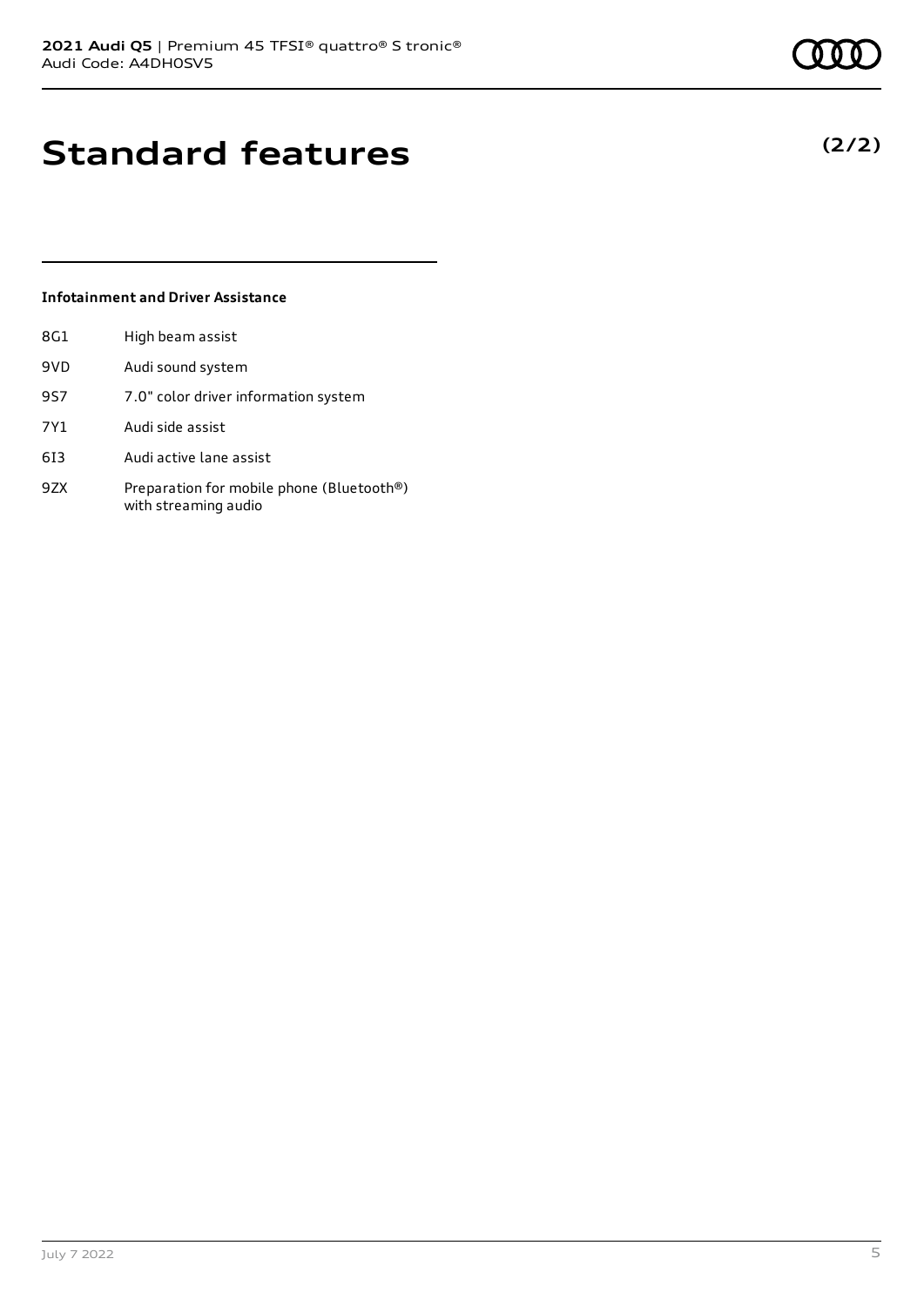# Standard features

**(2/2)**

### Infotainment and Driver Assistance

| | |
|---|---|
| 8G1 | High beam assist |
| 9VD | Audi sound system |
| 9S7 | 7.0" color driver information system |
| 7Y1 | Audi side assist |
| 6I3 | Audi active lane assist |
| 9ZX | Preparation for mobile phone (Bluetooth®) with streaming audio |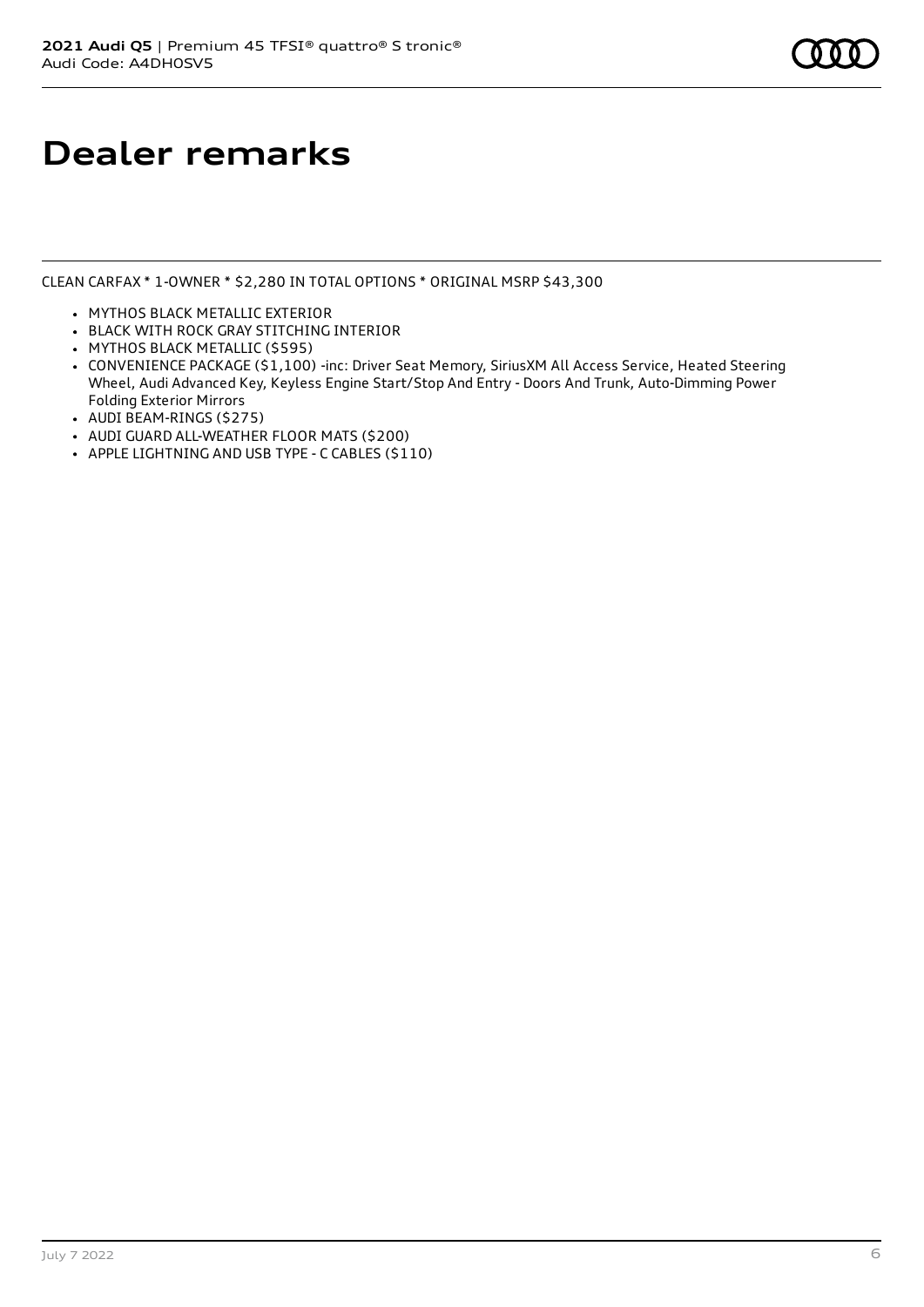# Dealer remarks

CLEAN CARFAX * 1-OWNER * $2,280 IN TOTAL OPTIONS * ORIGINAL MSRP $43,300

- MYTHOS BLACK METALLIC EXTERIOR
- BLACK WITH ROCK GRAY STITCHING INTERIOR
- MYTHOS BLACK METALLIC ($595)
- CONVENIENCE PACKAGE ($1,100) -inc: Driver Seat Memory, SiriusXM All Access Service, Heated Steering Wheel, Audi Advanced Key, Keyless Engine Start/Stop And Entry - Doors And Trunk, Auto-Dimming Power Folding Exterior Mirrors
- AUDI BEAM-RINGS ($275)
- AUDI GUARD ALL-WEATHER FLOOR MATS ($200)
- APPLE LIGHTNING AND USB TYPE - C CABLES ($110)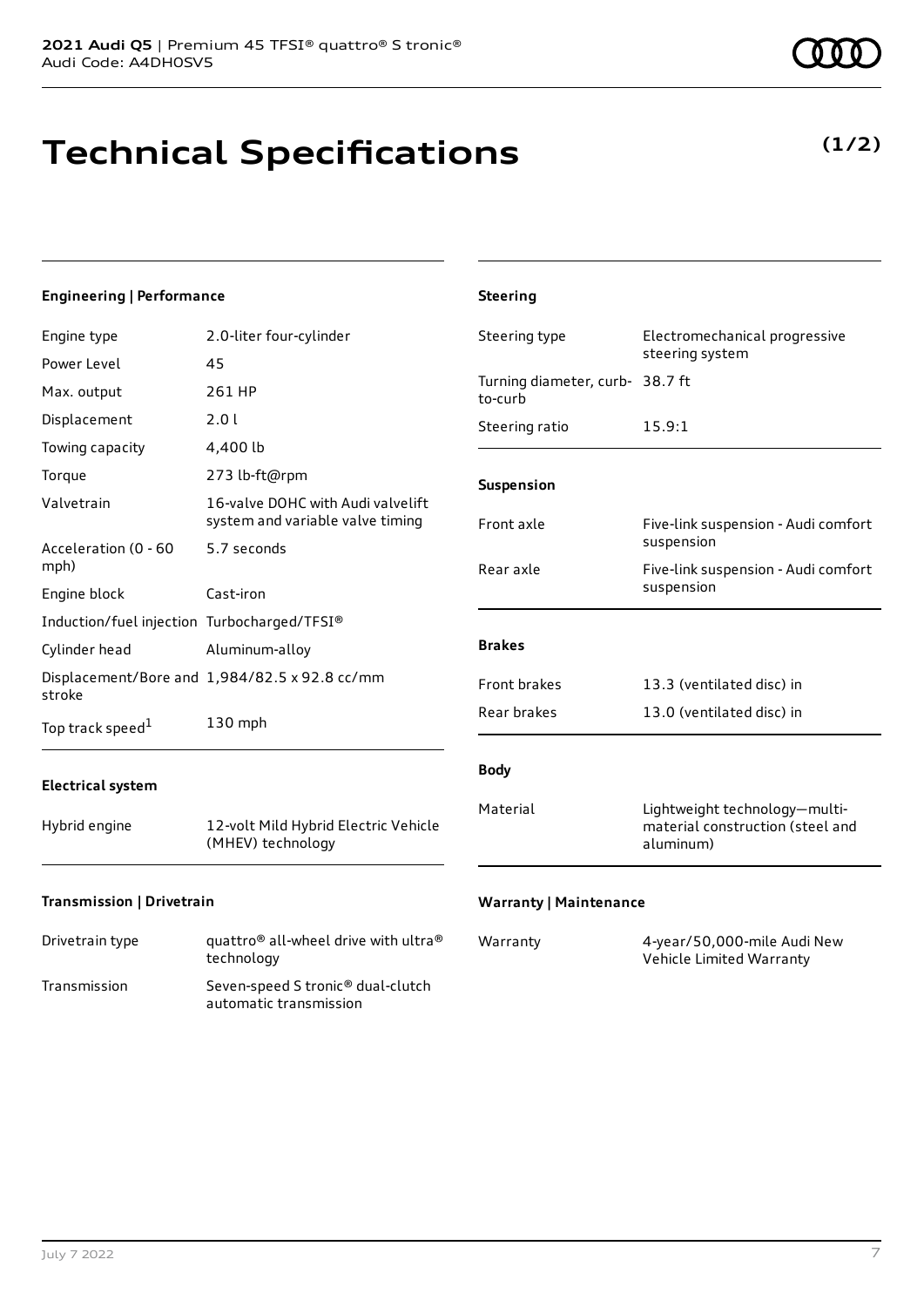# Technical Specifications

**(1/2)**

### Engineering | Performance

| | |
|---|---|
| Engine type | 2.0-liter four-cylinder |
| Power Level | 45 |
| Max. output | 261 HP |
| Displacement | 2.0 l |
| Towing capacity | 4,400 lb |
| Torque | 273 lb-ft@rpm |
| Valvetrain | 16-valve DOHC with Audi valvelift system and variable valve timing |
| Acceleration (0 - 60 mph) | 5.7 seconds |
| Engine block | Cast-iron |
| Induction/fuel injection | Turbocharged/TFSI® |
| Cylinder head | Aluminum-alloy |
| Displacement/Bore and stroke | 1,984/82.5 x 92.8 cc/mm |
| Top track speed[1] | 130 mph |

### Electrical system

| | |
|---|---|
| Hybrid engine | 12-volt Mild Hybrid Electric Vehicle (MHEV) technology |

### Transmission | Drivetrain

| | |
|---|---|
| Drivetrain type | quattro® all-wheel drive with ultra® technology |
| Transmission | Seven-speed S tronic® dual-clutch automatic transmission |

### Steering

| | |
|---|---|
| Steering type | Electromechanical progressive steering system |
| Turning diameter, curb-to-curb | 38.7 ft |
| Steering ratio | 15.9:1 |

### Suspension

| | |
|---|---|
| Front axle | Five-link suspension - Audi comfort suspension |
| Rear axle | Five-link suspension - Audi comfort suspension |

### Brakes

| | |
|---|---|
| Front brakes | 13.3 (ventilated disc) in |
| Rear brakes | 13.0 (ventilated disc) in |

### Body

| | |
|---|---|
| Material | Lightweight technology—multi-material construction (steel and aluminum) |

### Warranty | Maintenance

| | |
|---|---|
| Warranty | 4-year/50,000-mile Audi New Vehicle Limited Warranty |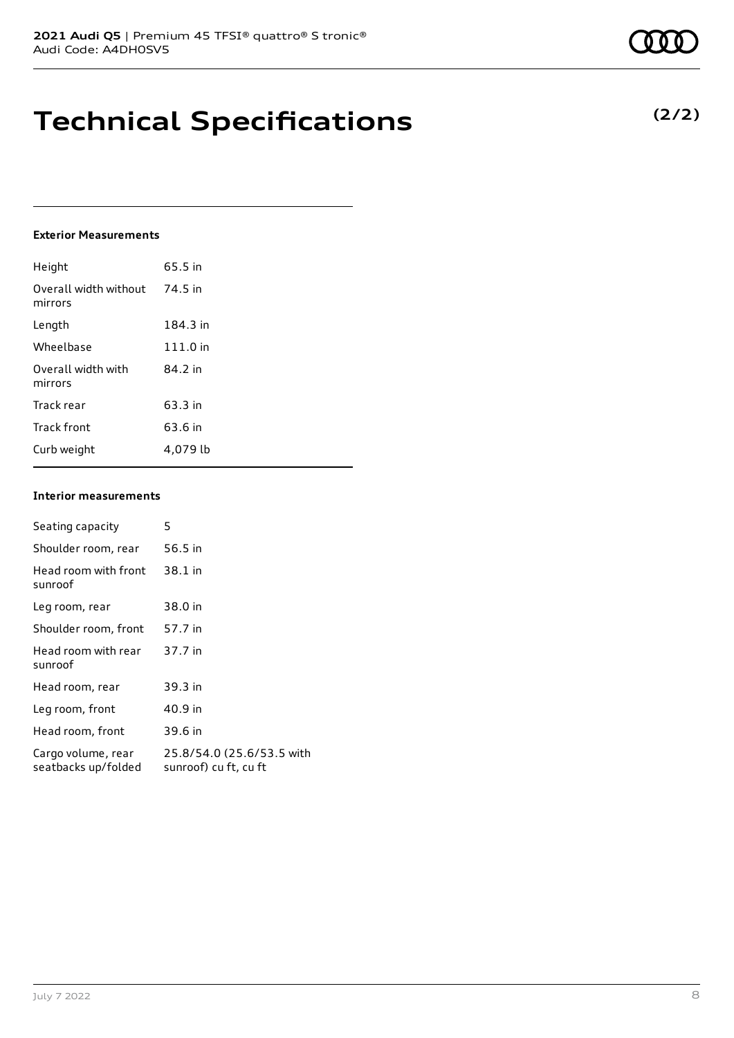# Technical Specifications

**(2/2)**

**Exterior Measurements**

| | |
|---|---|
| Height | 65.5 in |
| Overall width without mirrors | 74.5 in |
| Length | 184.3 in |
| Wheelbase | 111.0 in |
| Overall width with mirrors | 84.2 in |
| Track rear | 63.3 in |
| Track front | 63.6 in |
| Curb weight | 4,079 lb |

**Interior measurements**

| | |
|---|---|
| Seating capacity | 5 |
| Shoulder room, rear | 56.5 in |
| Head room with front sunroof | 38.1 in |
| Leg room, rear | 38.0 in |
| Shoulder room, front | 57.7 in |
| Head room with rear sunroof | 37.7 in |
| Head room, rear | 39.3 in |
| Leg room, front | 40.9 in |
| Head room, front | 39.6 in |
| Cargo volume, rear seatbacks up/folded | 25.8/54.0 (25.6/53.5 with sunroof) cu ft, cu ft |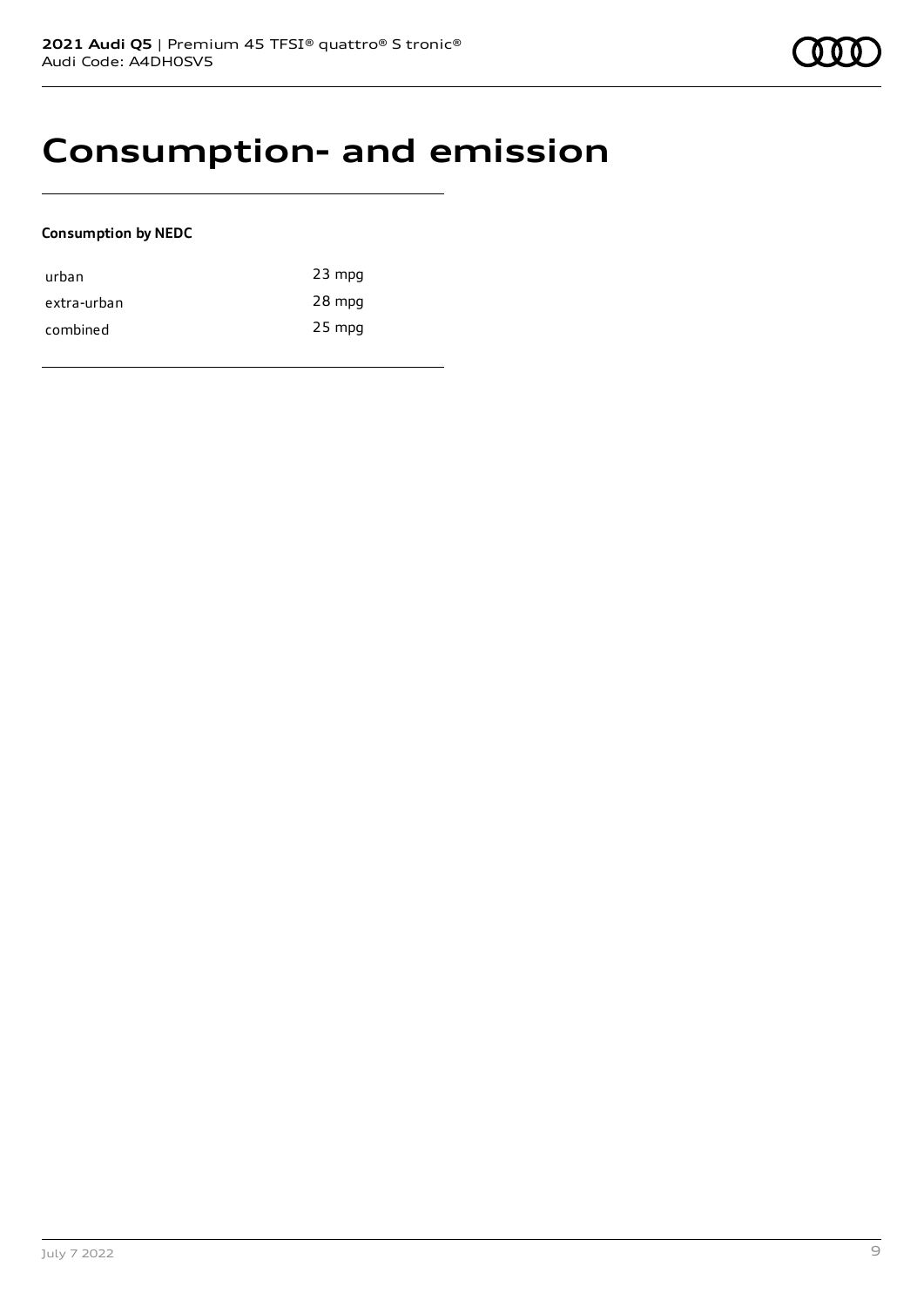# Consumption- and emission

**Consumption by NEDC**

| | |
|---|---|
| urban | 23 mpg |
| extra-urban | 28 mpg |
| combined | 25 mpg |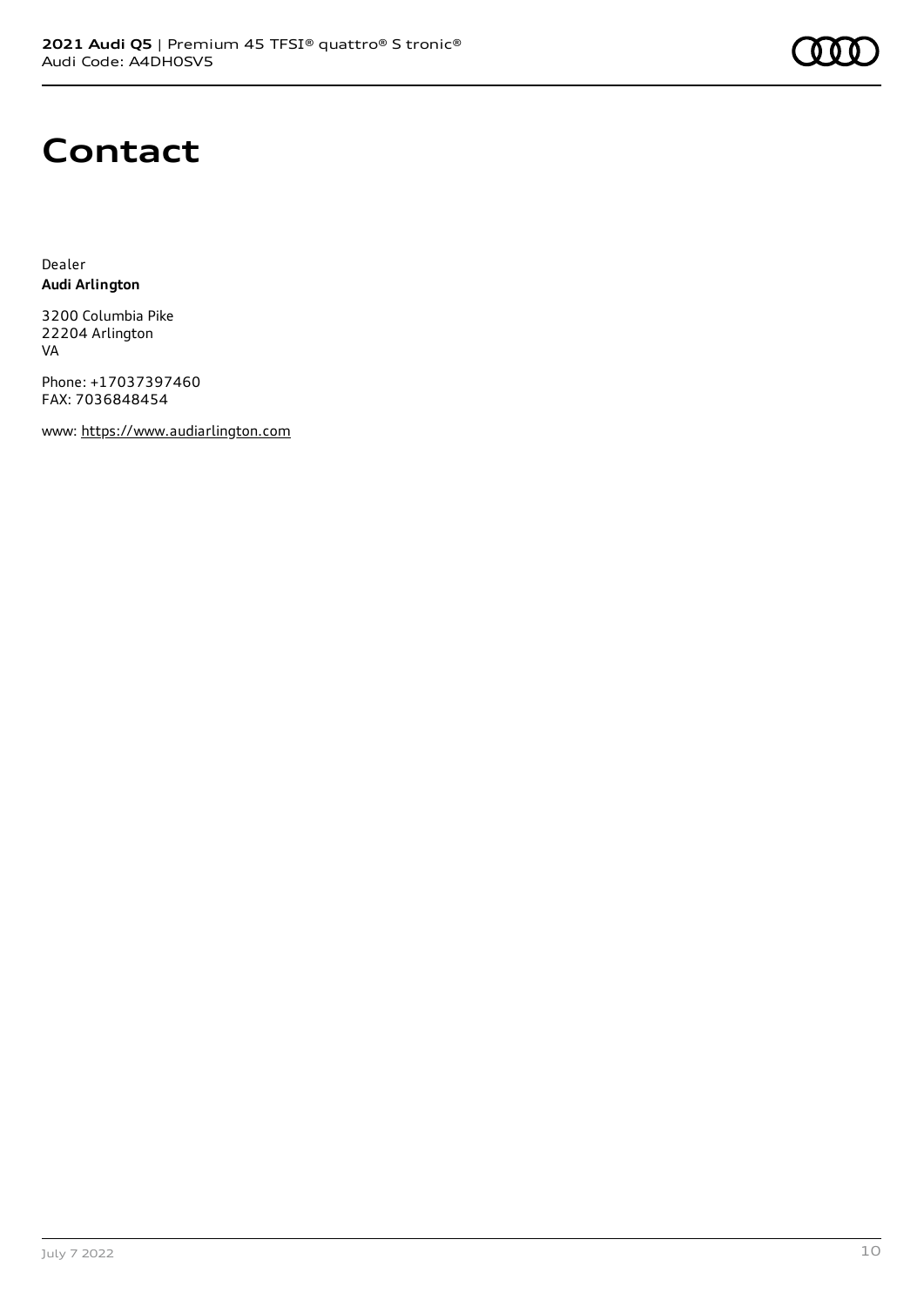# Contact

Dealer
**Audi Arlington**

3200 Columbia Pike
22204 Arlington
VA

Phone: +17037397460
FAX: 7036848454

www: https://www.audiarlington.com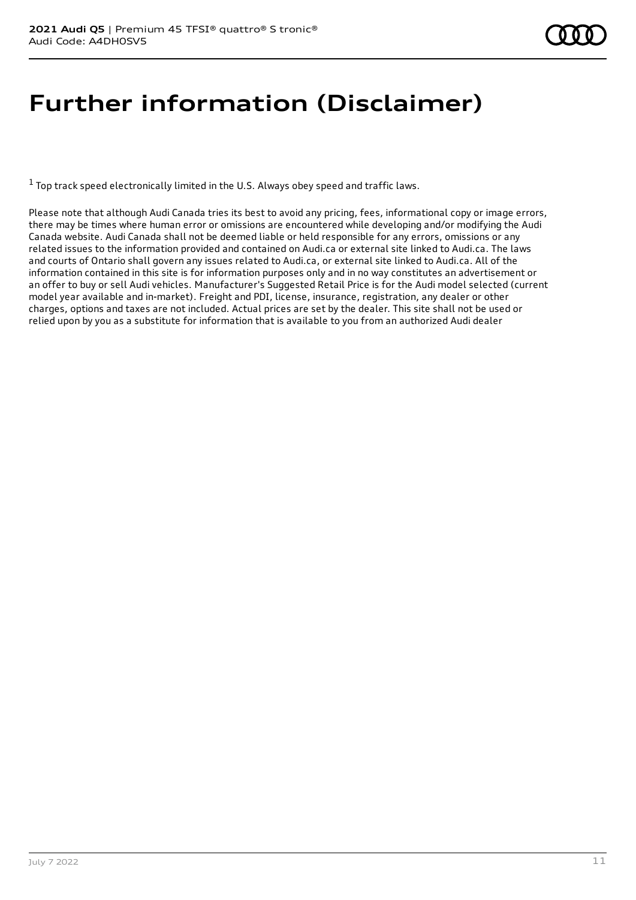# Further information (Disclaimer)

[1] Top track speed electronically limited in the U.S. Always obey speed and traffic laws.

Please note that although Audi Canada tries its best to avoid any pricing, fees, informational copy or image errors, there may be times where human error or omissions are encountered while developing and/or modifying the Audi Canada website. Audi Canada shall not be deemed liable or held responsible for any errors, omissions or any related issues to the information provided and contained on Audi.ca or external site linked to Audi.ca. The laws and courts of Ontario shall govern any issues related to Audi.ca, or external site linked to Audi.ca. All of the information contained in this site is for information purposes only and in no way constitutes an advertisement or an offer to buy or sell Audi vehicles. Manufacturer's Suggested Retail Price is for the Audi model selected (current model year available and in-market). Freight and PDI, license, insurance, registration, any dealer or other charges, options and taxes are not included. Actual prices are set by the dealer. This site shall not be used or relied upon by you as a substitute for information that is available to you from an authorized Audi dealer